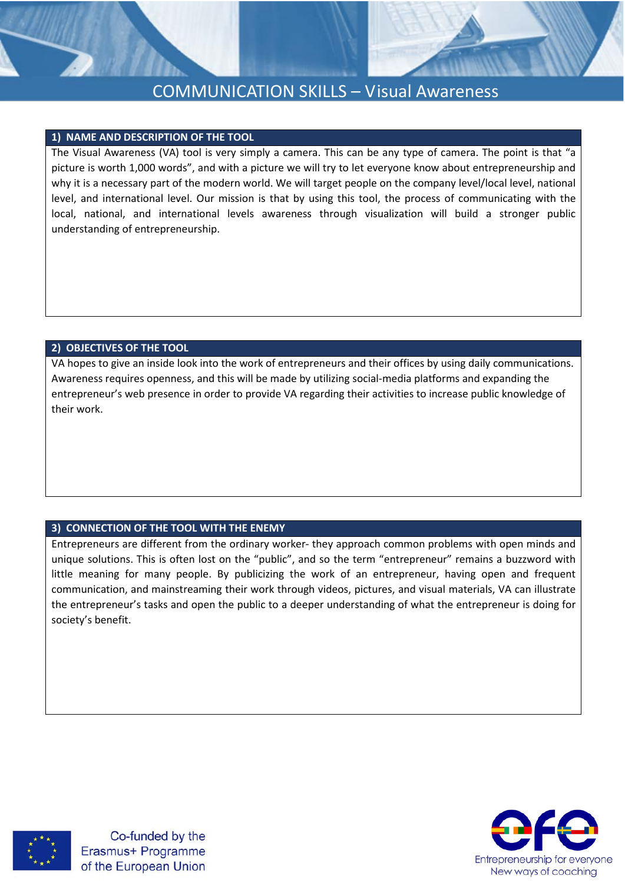# COMMUNICATION SKILLS – Visual Awareness

## 1) NAME AND DESCRIPTION OF THE TOOL

The Visual Awareness (VA) tool is very simply a camera. This can be any type of camera. The point is that "a picture is worth 1,000 words", and with a picture we will try to let everyone know about entrepreneurship and why it is a necessary part of the modern world. We will target people on the company level/local level, national level, and international level. Our mission is that by using this tool, the process of communicating with the local, national, and international levels awareness through visualization will build a stronger public understanding of entrepreneurship.

## 2) OBJECTIVES OF THE TOOL

VA hopes to give an inside look into the work of entrepreneurs and their offices by using daily communications. Awareness requires openness, and this will be made by utilizing social-media platforms and expanding the entrepreneur's web presence in order to provide VA regarding their activities to increase public knowledge of their work.

## 3) CONNECTION OF THE TOOL WITH THE ENEMY

Entrepreneurs are different from the ordinary worker- they approach common problems with open minds and unique solutions. This is often lost on the "public", and so the term "entrepreneur" remains a buzzword with little meaning for many people. By publicizing the work of an entrepreneur, having open and frequent communication, and mainstreaming their work through videos, pictures, and visual materials, VA can illustrate the entrepreneur's tasks and open the public to a deeper understanding of what the entrepreneur is doing for society's benefit.

Co-funded by the Erasmus+ Programme of the European Union

Entrepreneurship for everyone
New ways of coaching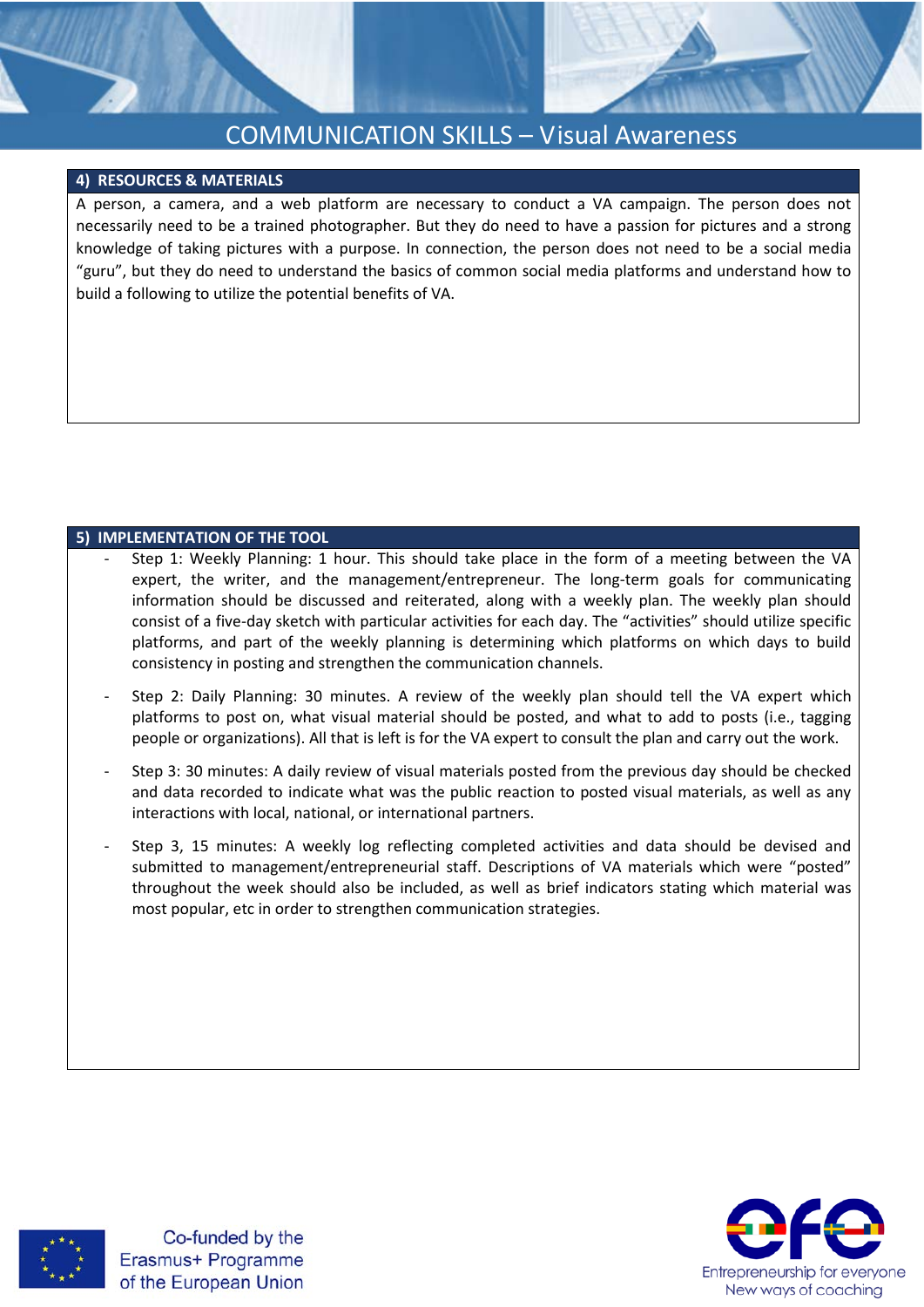## 4) RESOURCES & MATERIALS

A person, a camera, and a web platform are necessary to conduct a VA campaign. The person does not necessarily need to be a trained photographer. But they do need to have a passion for pictures and a strong knowledge of taking pictures with a purpose. In connection, the person does not need to be a social media "guru", but they do need to understand the basics of common social media platforms and understand how to build a following to utilize the potential benefits of VA.

## 5) IMPLEMENTATION OF THE TOOL

- Step 1: Weekly Planning: 1 hour. This should take place in the form of a meeting between the VA expert, the writer, and the management/entrepreneur. The long-term goals for communicating information should be discussed and reiterated, along with a weekly plan. The weekly plan should consist of a five-day sketch with particular activities for each day. The "activities" should utilize specific platforms, and part of the weekly planning is determining which platforms on which days to build consistency in posting and strengthen the communication channels.

- Step 2: Daily Planning: 30 minutes. A review of the weekly plan should tell the VA expert which platforms to post on, what visual material should be posted, and what to add to posts (i.e., tagging people or organizations). All that is left is for the VA expert to consult the plan and carry out the work.

- Step 3: 30 minutes: A daily review of visual materials posted from the previous day should be checked and data recorded to indicate what was the public reaction to posted visual materials, as well as any interactions with local, national, or international partners.

- Step 3, 15 minutes: A weekly log reflecting completed activities and data should be devised and submitted to management/entrepreneurial staff. Descriptions of VA materials which were "posted" throughout the week should also be included, as well as brief indicators stating which material was most popular, etc in order to strengthen communication strategies.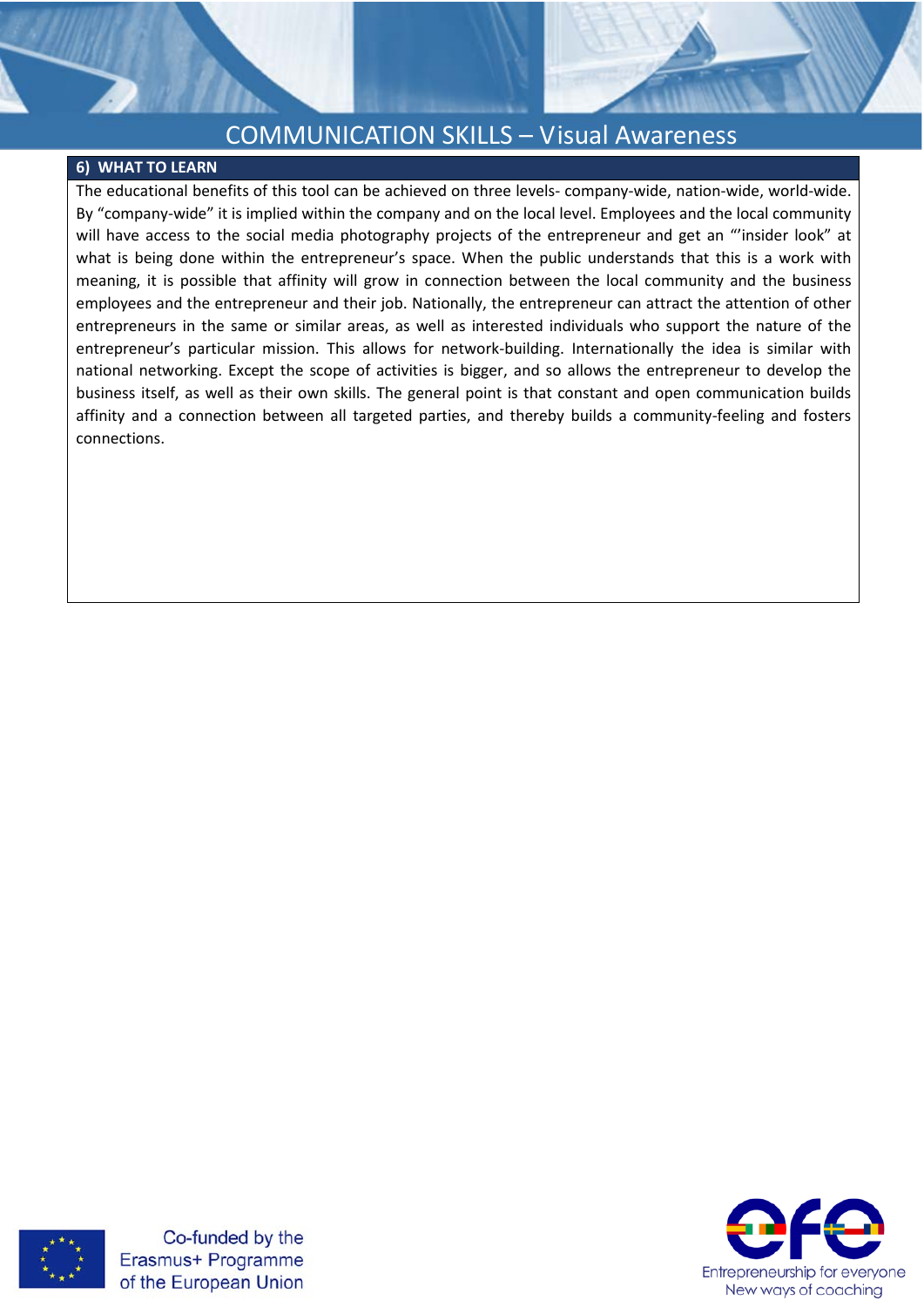## 6) WHAT TO LEARN

The educational benefits of this tool can be achieved on three levels- company-wide, nation-wide, world-wide. By "company-wide" it is implied within the company and on the local level. Employees and the local community will have access to the social media photography projects of the entrepreneur and get an "'insider look" at what is being done within the entrepreneur's space. When the public understands that this is a work with meaning, it is possible that affinity will grow in connection between the local community and the business employees and the entrepreneur and their job. Nationally, the entrepreneur can attract the attention of other entrepreneurs in the same or similar areas, as well as interested individuals who support the nature of the entrepreneur's particular mission. This allows for network-building. Internationally the idea is similar with national networking. Except the scope of activities is bigger, and so allows the entrepreneur to develop the business itself, as well as their own skills. The general point is that constant and open communication builds affinity and a connection between all targeted parties, and thereby builds a community-feeling and fosters connections.